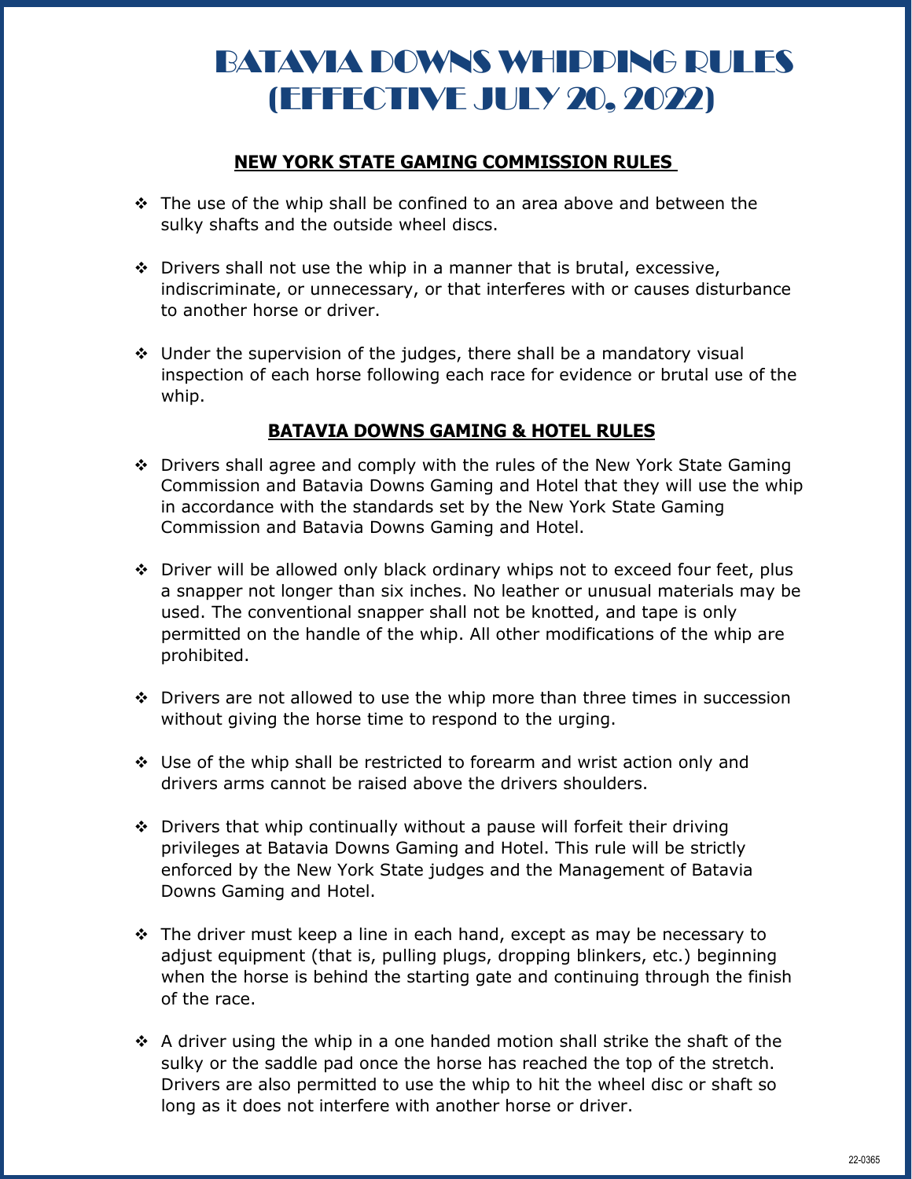# BATAVIA DOWNS WHIPPING RULES (EFFECTIVE JULY 20, 2022)

## NEW YORK STATE GAMING COMMISSION RULES

- The use of the whip shall be confined to an area above and between the sulky shafts and the outside wheel discs.
- Drivers shall not use the whip in a manner that is brutal, excessive, indiscriminate, or unnecessary, or that interferes with or causes disturbance to another horse or driver.
- Under the supervision of the judges, there shall be a mandatory visual inspection of each horse following each race for evidence or brutal use of the whip.

## BATAVIA DOWNS GAMING & HOTEL RULES

- Drivers shall agree and comply with the rules of the New York State Gaming Commission and Batavia Downs Gaming and Hotel that they will use the whip in accordance with the standards set by the New York State Gaming Commission and Batavia Downs Gaming and Hotel.
- Driver will be allowed only black ordinary whips not to exceed four feet, plus a snapper not longer than six inches. No leather or unusual materials may be used. The conventional snapper shall not be knotted, and tape is only permitted on the handle of the whip. All other modifications of the whip are prohibited.
- Drivers are not allowed to use the whip more than three times in succession without giving the horse time to respond to the urging.
- Use of the whip shall be restricted to forearm and wrist action only and drivers arms cannot be raised above the drivers shoulders.
- Drivers that whip continually without a pause will forfeit their driving privileges at Batavia Downs Gaming and Hotel. This rule will be strictly enforced by the New York State judges and the Management of Batavia Downs Gaming and Hotel.
- The driver must keep a line in each hand, except as may be necessary to adjust equipment (that is, pulling plugs, dropping blinkers, etc.) beginning when the horse is behind the starting gate and continuing through the finish of the race.
- A driver using the whip in a one handed motion shall strike the shaft of the sulky or the saddle pad once the horse has reached the top of the stretch. Drivers are also permitted to use the whip to hit the wheel disc or shaft so long as it does not interfere with another horse or driver.

22-0365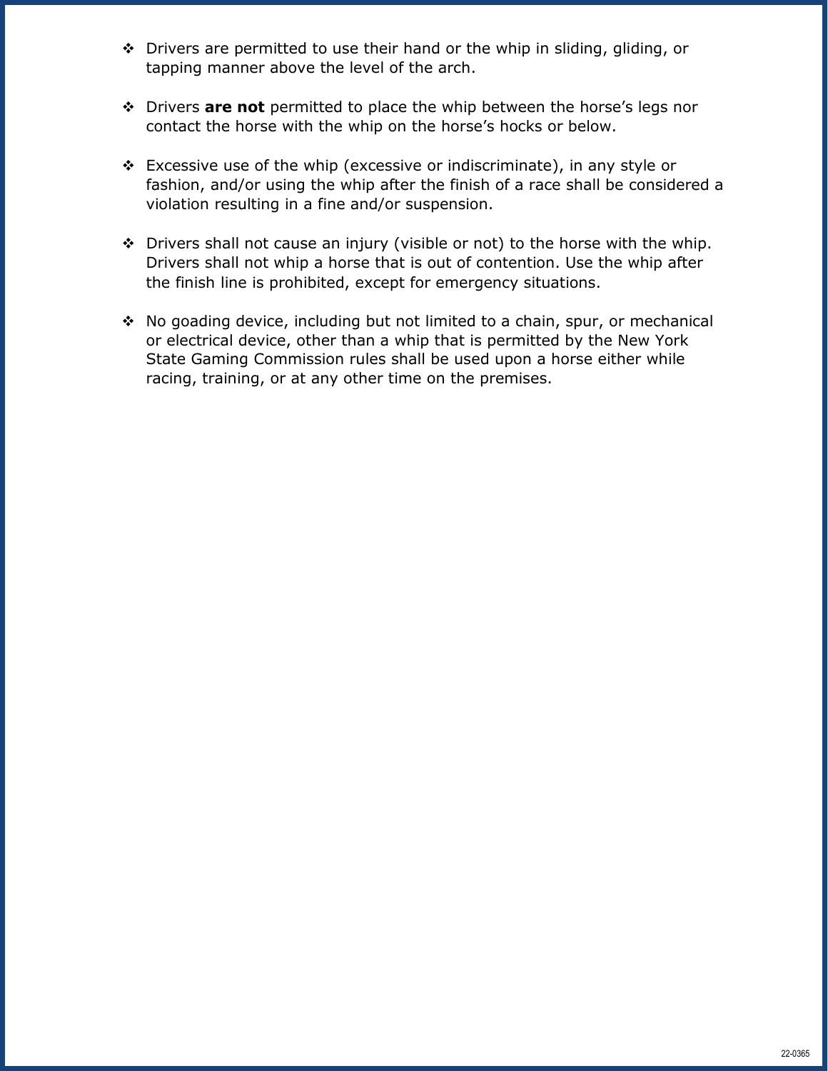- Drivers are permitted to use their hand or the whip in sliding, gliding, or tapping manner above the level of the arch.

- Drivers **are not** permitted to place the whip between the horse's legs nor contact the horse with the whip on the horse's hocks or below.

- Excessive use of the whip (excessive or indiscriminate), in any style or fashion, and/or using the whip after the finish of a race shall be considered a violation resulting in a fine and/or suspension.

- Drivers shall not cause an injury (visible or not) to the horse with the whip. Drivers shall not whip a horse that is out of contention. Use the whip after the finish line is prohibited, except for emergency situations.

- No goading device, including but not limited to a chain, spur, or mechanical or electrical device, other than a whip that is permitted by the New York State Gaming Commission rules shall be used upon a horse either while racing, training, or at any other time on the premises.

22-0365